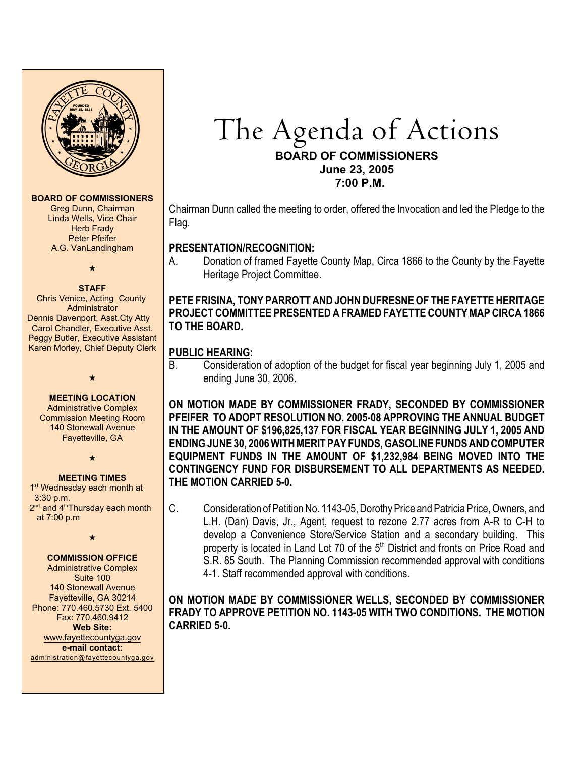# The Agenda of Actions

**BOARD OF COMMISSIONERS**
**June 23, 2005**
**7:00 P.M.**

**BOARD OF COMMISSIONERS**
Greg Dunn, Chairman
Linda Wells, Vice Chair
Herb Frady
Peter Pfeifer
A.G. VanLandingham

★

**STAFF**
Chris Venice, Acting County Administrator
Dennis Davenport, Asst.Cty Atty
Carol Chandler, Executive Asst.
Peggy Butler, Executive Assistant
Karen Morley, Chief Deputy Clerk

★

**MEETING LOCATION**
Administrative Complex
Commission Meeting Room
140 Stonewall Avenue
Fayetteville, GA

★

**MEETING TIMES**
1st Wednesday each month at 3:30 p.m.
2nd and 4th Thursday each month at 7:00 p.m

★

**COMMISSION OFFICE**
Administrative Complex
Suite 100
140 Stonewall Avenue
Fayetteville, GA 30214
Phone: 770.460.5730 Ext. 5400
Fax: 770.460.9412
**Web Site:**
www.fayettecountyga.gov
**e-mail contact:**
administration@fayettecountyga.gov

Chairman Dunn called the meeting to order, offered the Invocation and led the Pledge to the Flag.

## PRESENTATION/RECOGNITION:

A. Donation of framed Fayette County Map, Circa 1866 to the County by the Fayette Heritage Project Committee.

**PETE FRISINA, TONY PARROTT AND JOHN DUFRESNE OF THE FAYETTE HERITAGE PROJECT COMMITTEE PRESENTED A FRAMED FAYETTE COUNTY MAP CIRCA 1866 TO THE BOARD.**

## PUBLIC HEARING:

B. Consideration of adoption of the budget for fiscal year beginning July 1, 2005 and ending June 30, 2006.

**ON MOTION MADE BY COMMISSIONER FRADY, SECONDED BY COMMISSIONER PFEIFER TO ADOPT RESOLUTION NO. 2005-08 APPROVING THE ANNUAL BUDGET IN THE AMOUNT OF $196,825,137 FOR FISCAL YEAR BEGINNING JULY 1, 2005 AND ENDING JUNE 30, 2006 WITH MERIT PAY FUNDS, GASOLINE FUNDS AND COMPUTER EQUIPMENT FUNDS IN THE AMOUNT OF $1,232,984 BEING MOVED INTO THE CONTINGENCY FUND FOR DISBURSEMENT TO ALL DEPARTMENTS AS NEEDED. THE MOTION CARRIED 5-0.**

C. Consideration of Petition No. 1143-05, Dorothy Price and Patricia Price, Owners, and L.H. (Dan) Davis, Jr., Agent, request to rezone 2.77 acres from A-R to C-H to develop a Convenience Store/Service Station and a secondary building. This property is located in Land Lot 70 of the 5th District and fronts on Price Road and S.R. 85 South. The Planning Commission recommended approval with conditions 4-1. Staff recommended approval with conditions.

**ON MOTION MADE BY COMMISSIONER WELLS, SECONDED BY COMMISSIONER FRADY TO APPROVE PETITION NO. 1143-05 WITH TWO CONDITIONS. THE MOTION CARRIED 5-0.**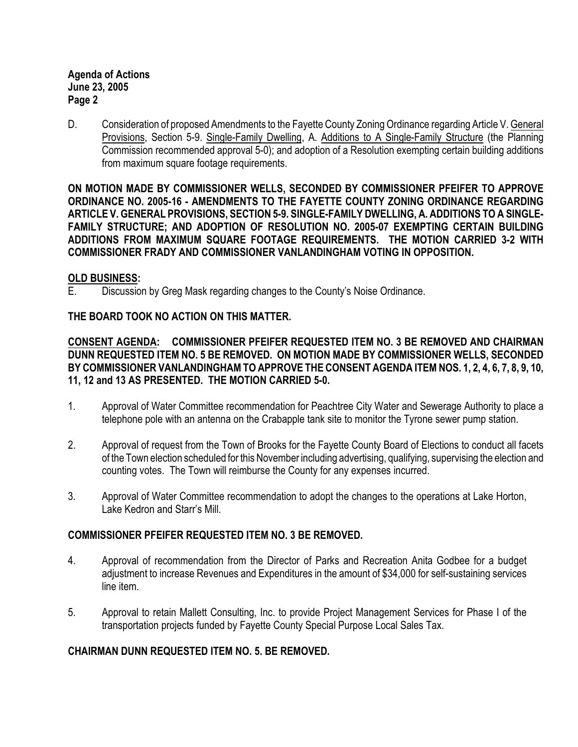D. Consideration of proposed Amendments to the Fayette County Zoning Ordinance regarding Article V. General Provisions, Section 5-9. Single-Family Dwelling, A. Additions to A Single-Family Structure (the Planning Commission recommended approval 5-0); and adoption of a Resolution exempting certain building additions from maximum square footage requirements.

**ON MOTION MADE BY COMMISSIONER WELLS, SECONDED BY COMMISSIONER PFEIFER TO APPROVE ORDINANCE NO. 2005-16 - AMENDMENTS TO THE FAYETTE COUNTY ZONING ORDINANCE REGARDING ARTICLE V. GENERAL PROVISIONS, SECTION 5-9. SINGLE-FAMILY DWELLING, A. ADDITIONS TO A SINGLE-FAMILY STRUCTURE; AND ADOPTION OF RESOLUTION NO. 2005-07 EXEMPTING CERTAIN BUILDING ADDITIONS FROM MAXIMUM SQUARE FOOTAGE REQUIREMENTS. THE MOTION CARRIED 3-2 WITH COMMISSIONER FRADY AND COMMISSIONER VANLANDINGHAM VOTING IN OPPOSITION.**

**OLD BUSINESS:**

E. Discussion by Greg Mask regarding changes to the County's Noise Ordinance.

**THE BOARD TOOK NO ACTION ON THIS MATTER.**

**CONSENT AGENDA: COMMISSIONER PFEIFER REQUESTED ITEM NO. 3 BE REMOVED AND CHAIRMAN DUNN REQUESTED ITEM NO. 5 BE REMOVED. ON MOTION MADE BY COMMISSIONER WELLS, SECONDED BY COMMISSIONER VANLANDINGHAM TO APPROVE THE CONSENT AGENDA ITEM NOS. 1, 2, 4, 6, 7, 8, 9, 10, 11, 12 and 13 AS PRESENTED. THE MOTION CARRIED 5-0.**

1. Approval of Water Committee recommendation for Peachtree City Water and Sewerage Authority to place a telephone pole with an antenna on the Crabapple tank site to monitor the Tyrone sewer pump station.

2. Approval of request from the Town of Brooks for the Fayette County Board of Elections to conduct all facets of the Town election scheduled for this November including advertising, qualifying, supervising the election and counting votes. The Town will reimburse the County for any expenses incurred.

3. Approval of Water Committee recommendation to adopt the changes to the operations at Lake Horton, Lake Kedron and Starr's Mill.

**COMMISSIONER PFEIFER REQUESTED ITEM NO. 3 BE REMOVED.**

4. Approval of recommendation from the Director of Parks and Recreation Anita Godbee for a budget adjustment to increase Revenues and Expenditures in the amount of $34,000 for self-sustaining services line item.

5. Approval to retain Mallett Consulting, Inc. to provide Project Management Services for Phase I of the transportation projects funded by Fayette County Special Purpose Local Sales Tax.

**CHAIRMAN DUNN REQUESTED ITEM NO. 5. BE REMOVED.**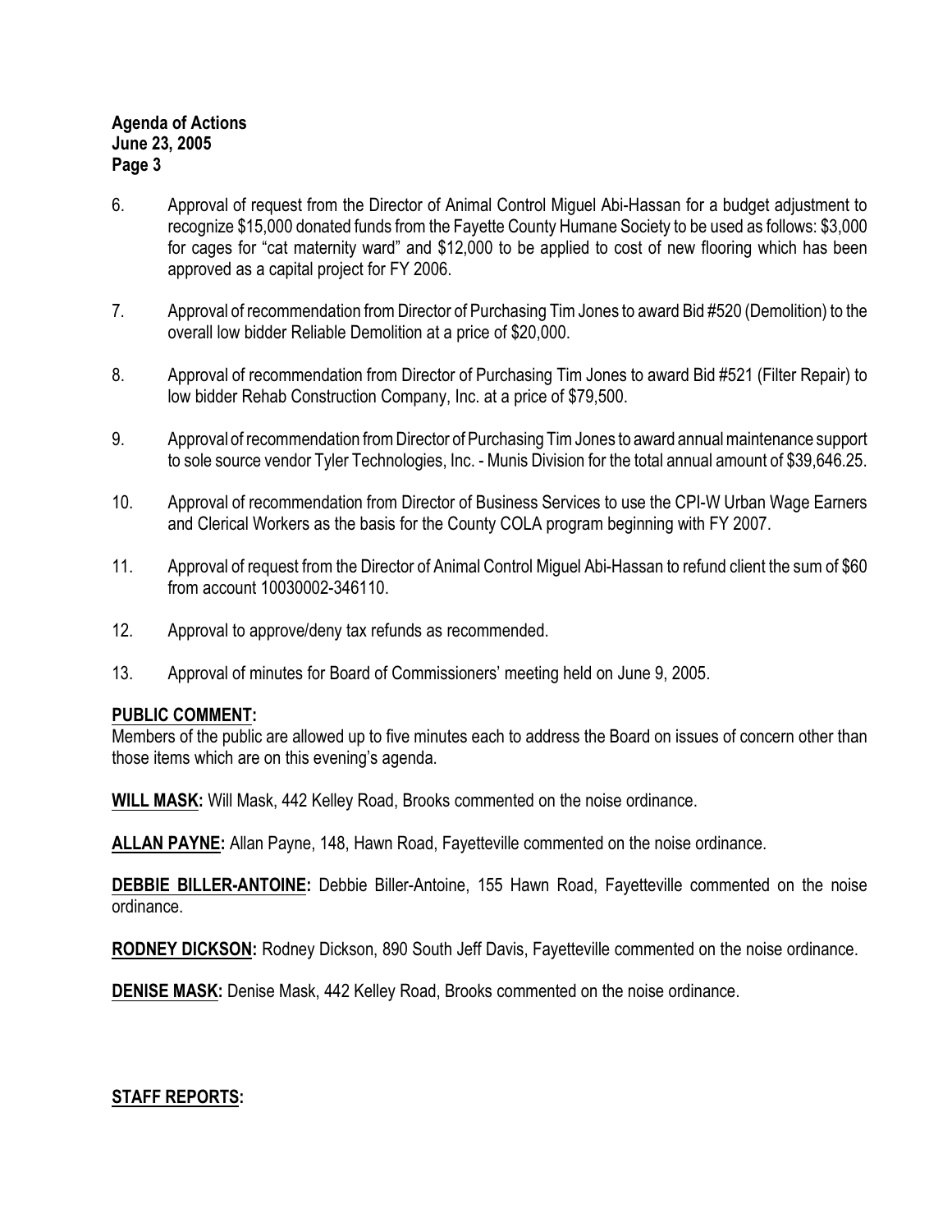6. Approval of request from the Director of Animal Control Miguel Abi-Hassan for a budget adjustment to recognize $15,000 donated funds from the Fayette County Humane Society to be used as follows: $3,000 for cages for "cat maternity ward" and $12,000 to be applied to cost of new flooring which has been approved as a capital project for FY 2006.

7. Approval of recommendation from Director of Purchasing Tim Jones to award Bid #520 (Demolition) to the overall low bidder Reliable Demolition at a price of $20,000.

8. Approval of recommendation from Director of Purchasing Tim Jones to award Bid #521 (Filter Repair) to low bidder Rehab Construction Company, Inc. at a price of $79,500.

9. Approval of recommendation from Director of Purchasing Tim Jones to award annual maintenance support to sole source vendor Tyler Technologies, Inc. - Munis Division for the total annual amount of $39,646.25.

10. Approval of recommendation from Director of Business Services to use the CPI-W Urban Wage Earners and Clerical Workers as the basis for the County COLA program beginning with FY 2007.

11. Approval of request from the Director of Animal Control Miguel Abi-Hassan to refund client the sum of $60 from account 10030002-346110.

12. Approval to approve/deny tax refunds as recommended.

13. Approval of minutes for Board of Commissioners' meeting held on June 9, 2005.

**PUBLIC COMMENT:**

Members of the public are allowed up to five minutes each to address the Board on issues of concern other than those items which are on this evening's agenda.

**WILL MASK:** Will Mask, 442 Kelley Road, Brooks commented on the noise ordinance.

**ALLAN PAYNE:** Allan Payne, 148, Hawn Road, Fayetteville commented on the noise ordinance.

**DEBBIE BILLER-ANTOINE:** Debbie Biller-Antoine, 155 Hawn Road, Fayetteville commented on the noise ordinance.

**RODNEY DICKSON:** Rodney Dickson, 890 South Jeff Davis, Fayetteville commented on the noise ordinance.

**DENISE MASK:** Denise Mask, 442 Kelley Road, Brooks commented on the noise ordinance.

**STAFF REPORTS:**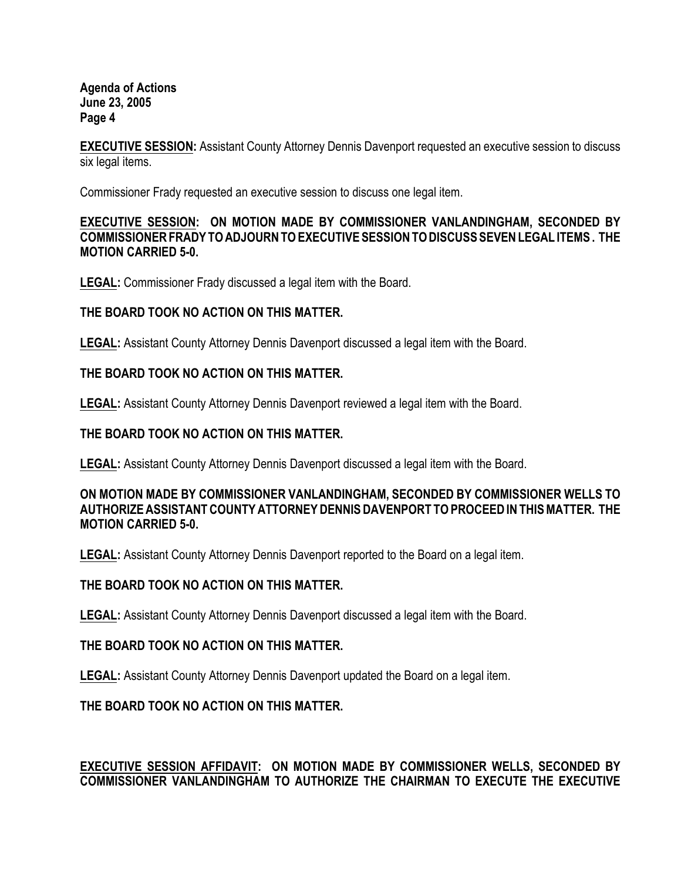**EXECUTIVE SESSION:** Assistant County Attorney Dennis Davenport requested an executive session to discuss six legal items.

Commissioner Frady requested an executive session to discuss one legal item.

**EXECUTIVE SESSION: ON MOTION MADE BY COMMISSIONER VANLANDINGHAM, SECONDED BY COMMISSIONER FRADY TO ADJOURN TO EXECUTIVE SESSION TO DISCUSS SEVEN LEGAL ITEMS. THE MOTION CARRIED 5-0.**

**LEGAL:** Commissioner Frady discussed a legal item with the Board.

**THE BOARD TOOK NO ACTION ON THIS MATTER.**

**LEGAL:** Assistant County Attorney Dennis Davenport discussed a legal item with the Board.

**THE BOARD TOOK NO ACTION ON THIS MATTER.**

**LEGAL:** Assistant County Attorney Dennis Davenport reviewed a legal item with the Board.

**THE BOARD TOOK NO ACTION ON THIS MATTER.**

**LEGAL:** Assistant County Attorney Dennis Davenport discussed a legal item with the Board.

**ON MOTION MADE BY COMMISSIONER VANLANDINGHAM, SECONDED BY COMMISSIONER WELLS TO AUTHORIZE ASSISTANT COUNTY ATTORNEY DENNIS DAVENPORT TO PROCEED IN THIS MATTER. THE MOTION CARRIED 5-0.**

**LEGAL:** Assistant County Attorney Dennis Davenport reported to the Board on a legal item.

**THE BOARD TOOK NO ACTION ON THIS MATTER.**

**LEGAL:** Assistant County Attorney Dennis Davenport discussed a legal item with the Board.

**THE BOARD TOOK NO ACTION ON THIS MATTER.**

**LEGAL:** Assistant County Attorney Dennis Davenport updated the Board on a legal item.

**THE BOARD TOOK NO ACTION ON THIS MATTER.**

**EXECUTIVE SESSION AFFIDAVIT: ON MOTION MADE BY COMMISSIONER WELLS, SECONDED BY COMMISSIONER VANLANDINGHAM TO AUTHORIZE THE CHAIRMAN TO EXECUTE THE EXECUTIVE**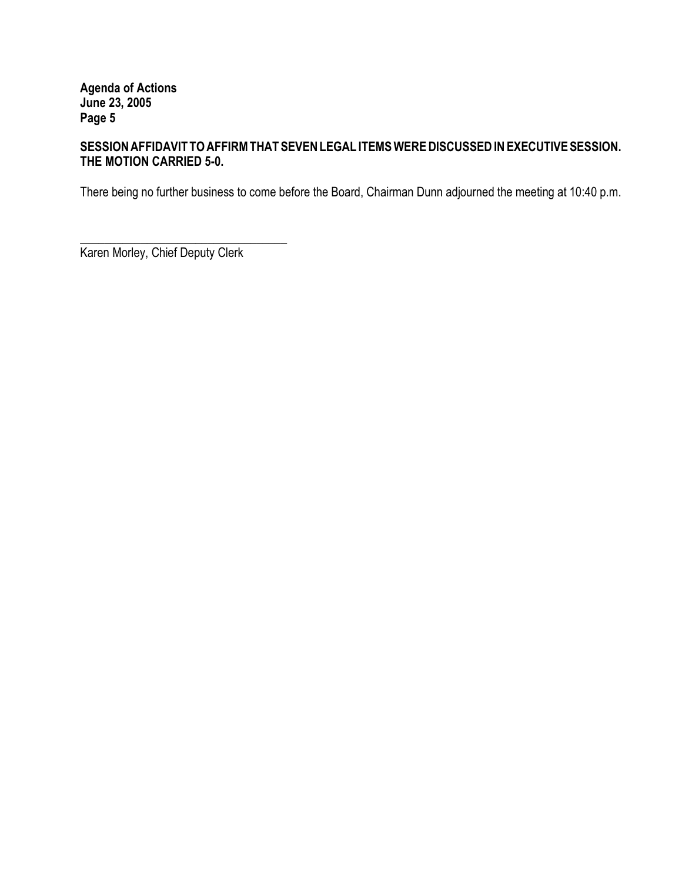**SESSION AFFIDAVIT TO AFFIRM THAT SEVEN LEGAL ITEMS WERE DISCUSSED IN EXECUTIVE SESSION. THE MOTION CARRIED 5-0.**

There being no further business to come before the Board, Chairman Dunn adjourned the meeting at 10:40 p.m.

\_\_\_\_\_\_\_\_\_\_\_\_\_\_\_\_\_\_\_\_\_\_\_\_\_\_\_\_\_\_\_\_\_\_\_

Karen Morley, Chief Deputy Clerk